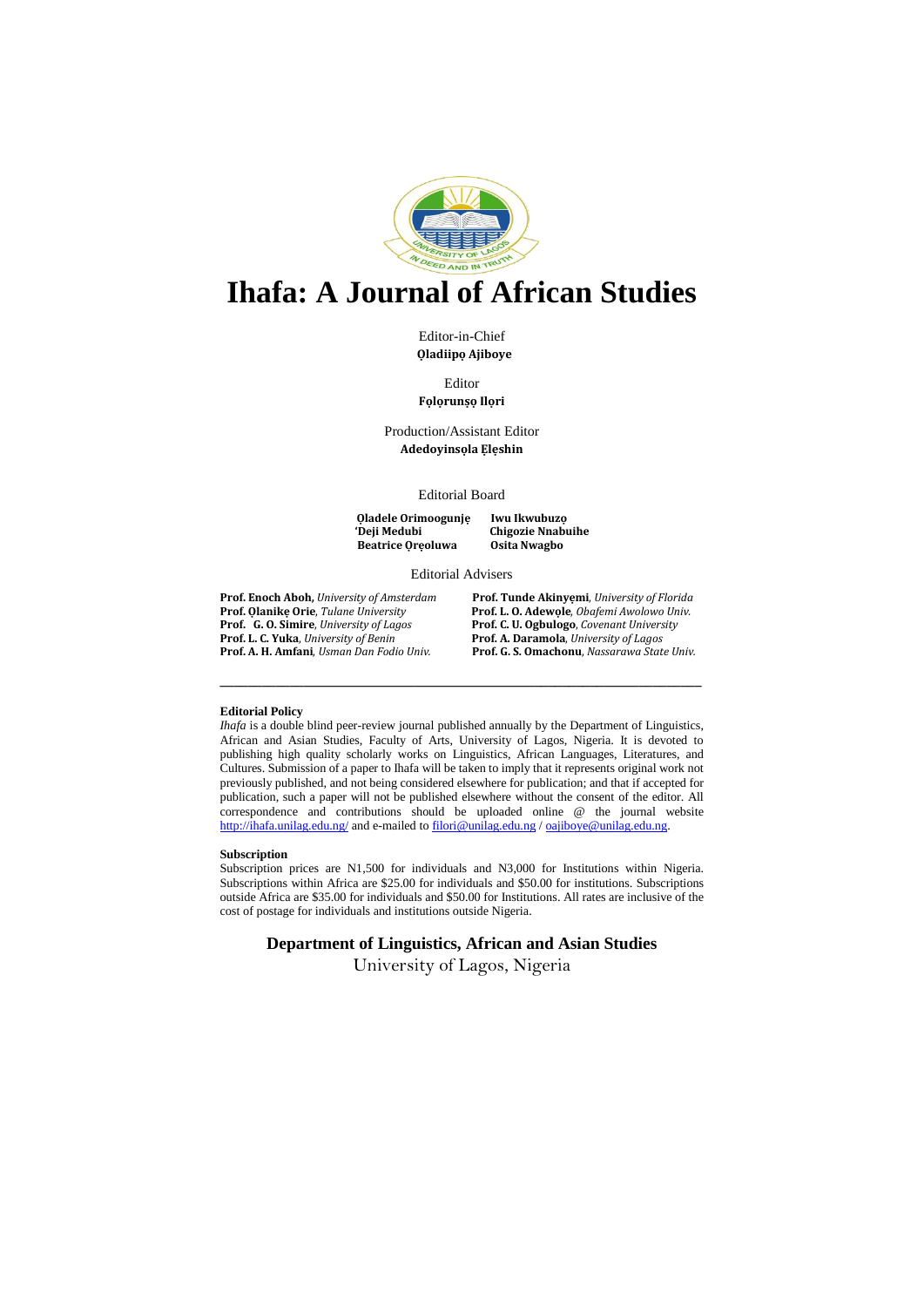# Ihafa: A Journal of African Studies

Editor-in-Chief
**Ọladiipọ Ajiboye**

Editor
**Fọlọrunṣọ Ilọri**

Production/Assistant Editor
**Adedoyinsọla Ẹlẹshin**

Editorial Board

**Ọladele Orimoogunjẹ**
**'Deji Medubi**
**Beatrice Ọrẹoluwa**
**Iwu Ikwubuzọ**
**Chigozie Nnabuihe**
**Osita Nwagbo**

Editorial Advisers

**Prof. Enoch Aboh,** *University of Amsterdam*
**Prof. Ọlanikẹ Orie**, *Tulane University*
**Prof. G. O. Simire**, *University of Lagos*
**Prof. L. C. Yuka**, *University of Benin*
**Prof. A. H. Amfani**, *Usman Dan Fodio Univ.*
**Prof. Tunde Akinyẹmi**, *University of Florida*
**Prof. L. O. Adewọle**, *Obafemi Awolowo Univ.*
**Prof. C. U. Ogbulogo**, *Covenant University*
**Prof. A. Daramola**, *University of Lagos*
**Prof. G. S. Omachonu**, *Nassarawa State Univ.*

---

**Editorial Policy**

*Ihafa* is a double blind peer-review journal published annually by the Department of Linguistics, African and Asian Studies, Faculty of Arts, University of Lagos, Nigeria. It is devoted to publishing high quality scholarly works on Linguistics, African Languages, Literatures, and Cultures. Submission of a paper to Ihafa will be taken to imply that it represents original work not previously published, and not being considered elsewhere for publication; and that if accepted for publication, such a paper will not be published elsewhere without the consent of the editor. All correspondence and contributions should be uploaded online @ the journal website http://ihafa.unilag.edu.ng/ and e-mailed to filori@unilag.edu.ng / oajiboye@unilag.edu.ng.

**Subscription**

Subscription prices are N1,500 for individuals and N3,000 for Institutions within Nigeria. Subscriptions within Africa are $25.00 for individuals and $50.00 for institutions. Subscriptions outside Africa are $35.00 for individuals and $50.00 for Institutions. All rates are inclusive of the cost of postage for individuals and institutions outside Nigeria.

**Department of Linguistics, African and Asian Studies**
University of Lagos, Nigeria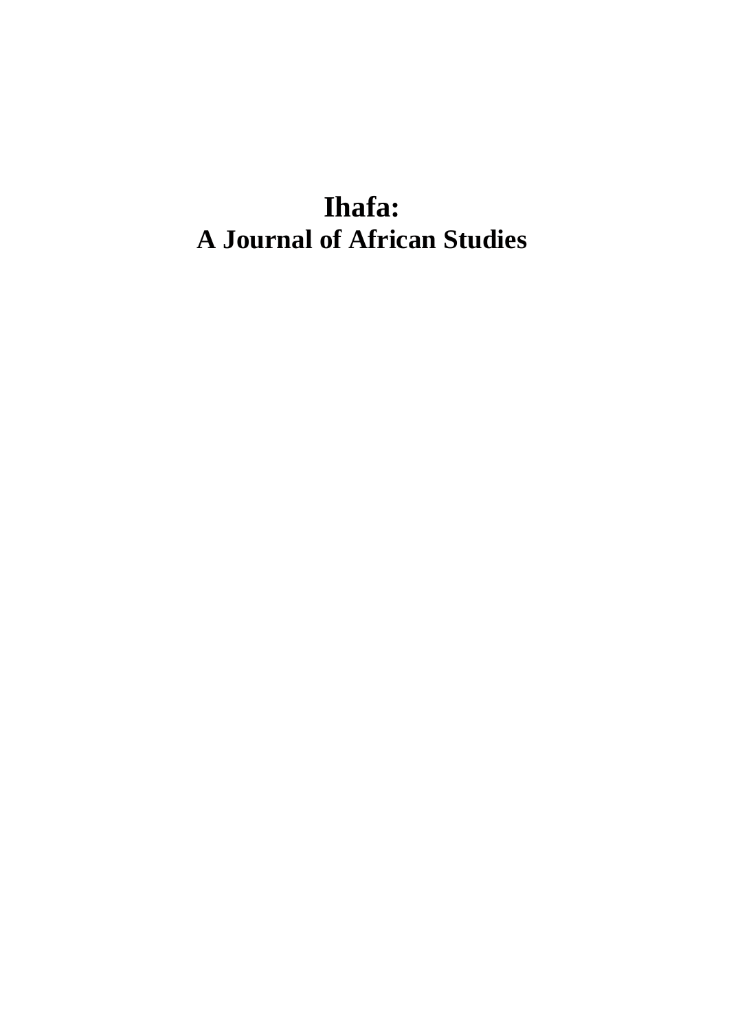# Ihafa:
# A Journal of African Studies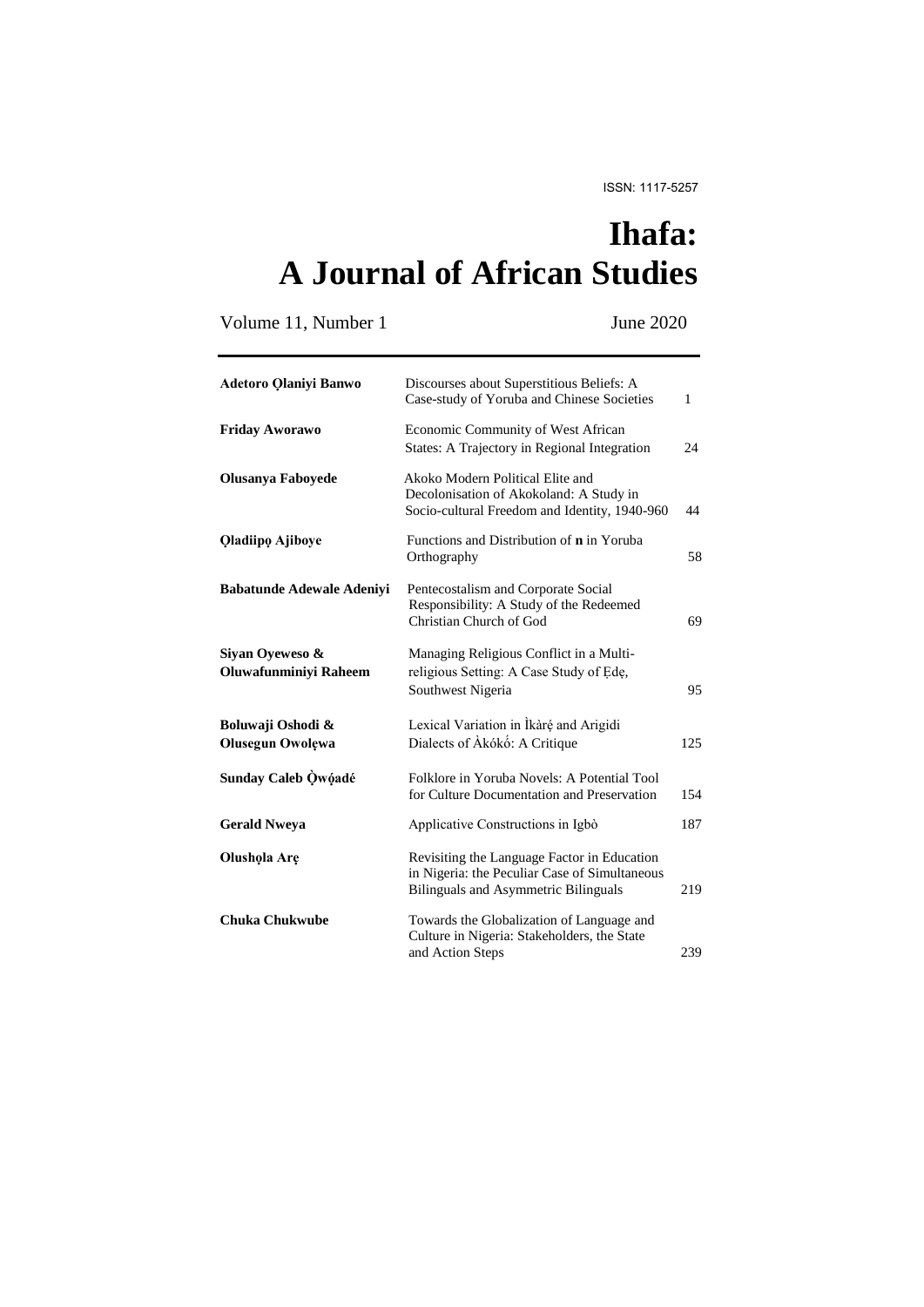ISSN: 1117-5257

# Ihafa: A Journal of African Studies

Volume 11, Number 1 June 2020

| | | |
|---|---|---|
| **Adetoro Ọlaniyi Banwo** | Discourses about Superstitious Beliefs: A Case-study of Yoruba and Chinese Societies | 1 |
| **Friday Aworawo** | Economic Community of West African States: A Trajectory in Regional Integration | 24 |
| **Olusanya Faboyede** | Akoko Modern Political Elite and Decolonisation of Akokoland: A Study in Socio-cultural Freedom and Identity, 1940-960 | 44 |
| **Ọladiipọ Ajiboye** | Functions and Distribution of **n** in Yoruba Orthography | 58 |
| **Babatunde Adewale Adeniyi** | Pentecostalism and Corporate Social Responsibility: A Study of the Redeemed Christian Church of God | 69 |
| **Siyan Oyeweso & Oluwafunminiyi Raheem** | Managing Religious Conflict in a Multi-religious Setting: A Case Study of Ẹdẹ, Southwest Nigeria | 95 |
| **Boluwaji Oshodi & Olusegun Owolẹwa** | Lexical Variation in Ìkàrẹ́ and Arigidi Dialects of Àkókó: A Critique | 125 |
| **Sunday Caleb Ọ̀wọ́adé** | Folklore in Yoruba Novels: A Potential Tool for Culture Documentation and Preservation | 154 |
| **Gerald Nweya** | Applicative Constructions in Igbò | 187 |
| **Olushọla Arẹ** | Revisiting the Language Factor in Education in Nigeria: the Peculiar Case of Simultaneous Bilinguals and Asymmetric Bilinguals | 219 |
| **Chuka Chukwube** | Towards the Globalization of Language and Culture in Nigeria: Stakeholders, the State and Action Steps | 239 |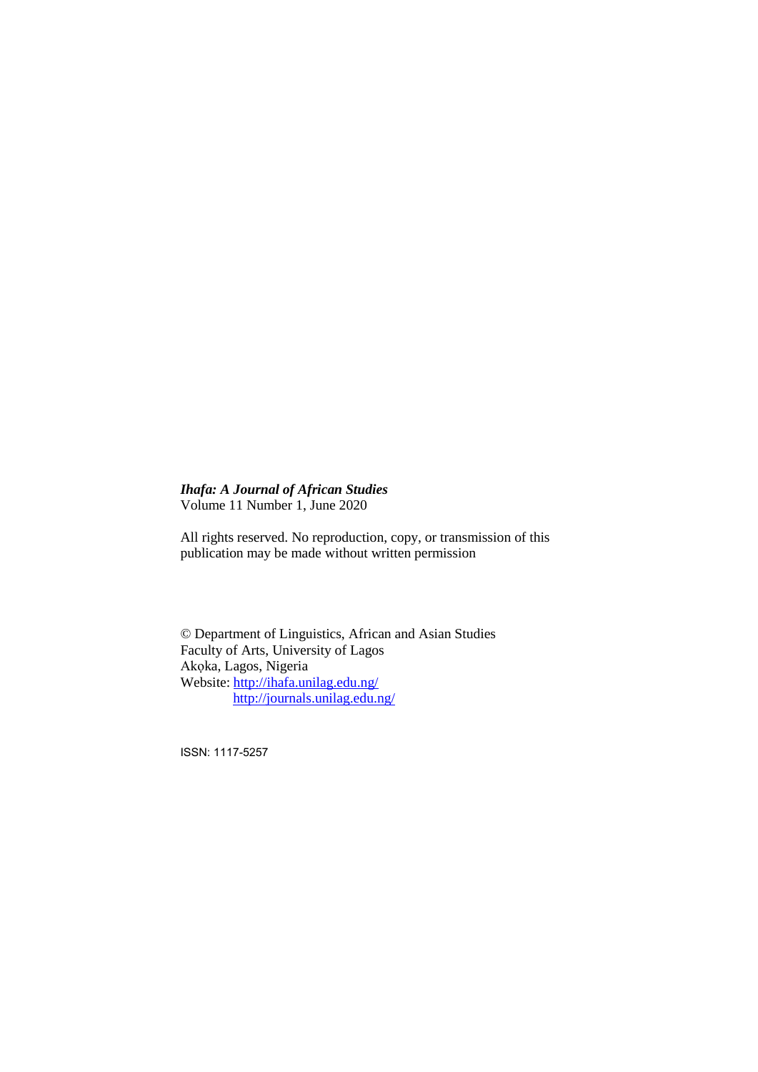***Ihafa: A Journal of African Studies***
Volume 11 Number 1, June 2020

All rights reserved. No reproduction, copy, or transmission of this publication may be made without written permission

© Department of Linguistics, African and Asian Studies
Faculty of Arts, University of Lagos
Akọka, Lagos, Nigeria
Website: http://ihafa.unilag.edu.ng/
http://journals.unilag.edu.ng/

ISSN: 1117-5257